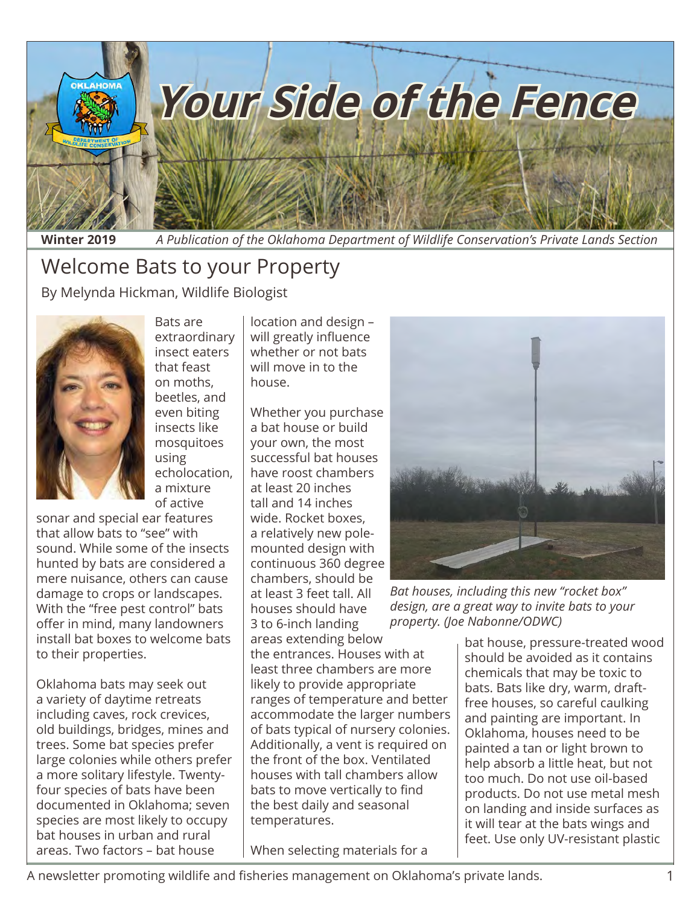# Your Side of the Fence

**Winter 2019** *A Publication of the Oklahoma Department of Wildlife Conservation's Private Lands Section*

## Welcome Bats to your Property

By Melynda Hickman, Wildlife Biologist

Bats are extraordinary insect eaters that feast on moths, beetles, and even biting insects like mosquitoes using echolocation, a mixture of active sonar and special ear features that allow bats to "see" with sound. While some of the insects hunted by bats are considered a mere nuisance, others can cause damage to crops or landscapes. With the "free pest control" bats offer in mind, many landowners install bat boxes to welcome bats to their properties.

Oklahoma bats may seek out a variety of daytime retreats including caves, rock crevices, old buildings, bridges, mines and trees. Some bat species prefer large colonies while others prefer a more solitary lifestyle. Twenty-four species of bats have been documented in Oklahoma; seven species are most likely to occupy bat houses in urban and rural areas. Two factors – bat house location and design – will greatly influence whether or not bats will move in to the house.

Whether you purchase a bat house or build your own, the most successful bat houses have roost chambers at least 20 inches tall and 14 inches wide. Rocket boxes, a relatively new pole-mounted design with continuous 360 degree chambers, should be at least 3 feet tall. All houses should have 3 to 6-inch landing areas extending below the entrances. Houses with at least three chambers are more likely to provide appropriate ranges of temperature and better accommodate the larger numbers of bats typical of nursery colonies. Additionally, a vent is required on the front of the box. Ventilated houses with tall chambers allow bats to move vertically to find the best daily and seasonal temperatures.

*Bat houses, including this new "rocket box" design, are a great way to invite bats to your property. (Joe Nabonne/ODWC)*

When selecting materials for a bat house, pressure-treated wood should be avoided as it contains chemicals that may be toxic to bats. Bats like dry, warm, draft-free houses, so careful caulking and painting are important. In Oklahoma, houses need to be painted a tan or light brown to help absorb a little heat, but not too much. Do not use oil-based products. Do not use metal mesh on landing and inside surfaces as it will tear at the bats wings and feet. Use only UV-resistant plastic

A newsletter promoting wildlife and fisheries management on Oklahoma's private lands.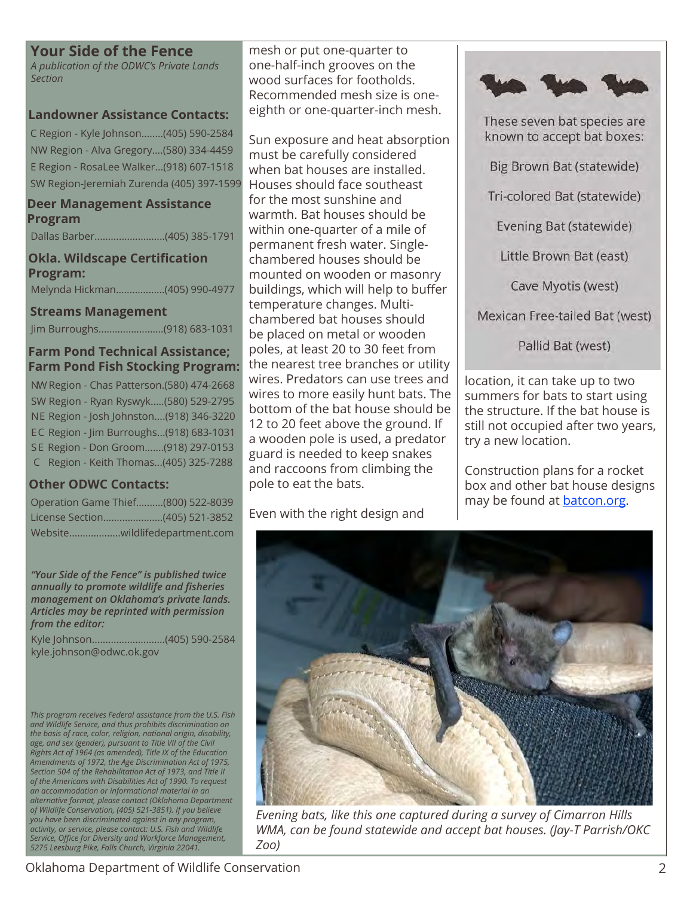## Your Side of the Fence

*A publication of the ODWC's Private Lands Section*

### Landowner Assistance Contacts:

C Region - Kyle Johnson........(405) 590-2584
NW Region - Alva Gregory....(580) 334-4459
E Region - RosaLee Walker...(918) 607-1518
SW Region-Jeremiah Zurenda (405) 397-1599

### Deer Management Assistance Program

Dallas Barber..........................(405) 385-1791

### Okla. Wildscape Certification Program:

Melynda Hickman..................(405) 990-4977

### Streams Management

Jim Burroughs........................(918) 683-1031

### Farm Pond Technical Assistance; Farm Pond Fish Stocking Program:

NW Region - Chas Patterson.(580) 474-2668
SW Region - Ryan Ryswyk.....(580) 529-2795
NE Region - Josh Johnston....(918) 346-3220
EC Region - Jim Burroughs...(918) 683-1031
SE Region - Don Groom.......(918) 297-0153
C Region - Keith Thomas...(405) 325-7288

### Other ODWC Contacts:

Operation Game Thief..........(800) 522-8039
License Section......................(405) 521-3852
Website...................wildlifedepartment.com

***"Your Side of the Fence" is published twice annually to promote wildlife and fisheries management on Oklahoma's private lands. Articles may be reprinted with permission from the editor:***

Kyle Johnson...........................(405) 590-2584
kyle.johnson@odwc.ok.gov

*This program receives Federal assistance from the U.S. Fish and Wildlife Service, and thus prohibits discrimination on the basis of race, color, religion, national origin, disability, age, and sex (gender), pursuant to Title VII of the Civil Rights Act of 1964 (as amended), Title IX of the Education Amendments of 1972, the Age Discrimination Act of 1975, Section 504 of the Rehabilitation Act of 1973, and Title II of the Americans with Disabilities Act of 1990. To request an accommodation or informational material in an alternative format, please contact (Oklahoma Department of Wildlife Conservation, (405) 521-3851). If you believe you have been discriminated against in any program, activity, or service, please contact: U.S. Fish and Wildlife Service, Office for Diversity and Workforce Management, 5275 Leesburg Pike, Falls Church, Virginia 22041.*

mesh or put one-quarter to one-half-inch grooves on the wood surfaces for footholds. Recommended mesh size is one-eighth or one-quarter-inch mesh.

Sun exposure and heat absorption must be carefully considered when bat houses are installed. Houses should face southeast for the most sunshine and warmth. Bat houses should be within one-quarter of a mile of permanent fresh water. Single-chambered houses should be mounted on wooden or masonry buildings, which will help to buffer temperature changes. Multi-chambered bat houses should be placed on metal or wooden poles, at least 20 to 30 feet from the nearest tree branches or utility wires. Predators can use trees and wires to more easily hunt bats. The bottom of the bat house should be 12 to 20 feet above the ground. If a wooden pole is used, a predator guard is needed to keep snakes and raccoons from climbing the pole to eat the bats.

Even with the right design and location, it can take up to two summers for bats to start using the structure. If the bat house is still not occupied after two years, try a new location.

Construction plans for a rocket box and other bat house designs may be found at batcon.org.

These seven bat species are known to accept bat boxes:

- Big Brown Bat (statewide)
- Tri-colored Bat (statewide)
- Evening Bat (statewide)
- Little Brown Bat (east)
- Cave Myotis (west)
- Mexican Free-tailed Bat (west)
- Pallid Bat (west)

*Evening bats, like this one captured during a survey of Cimarron Hills WMA, can be found statewide and accept bat houses. (Jay-T Parrish/OKC Zoo)*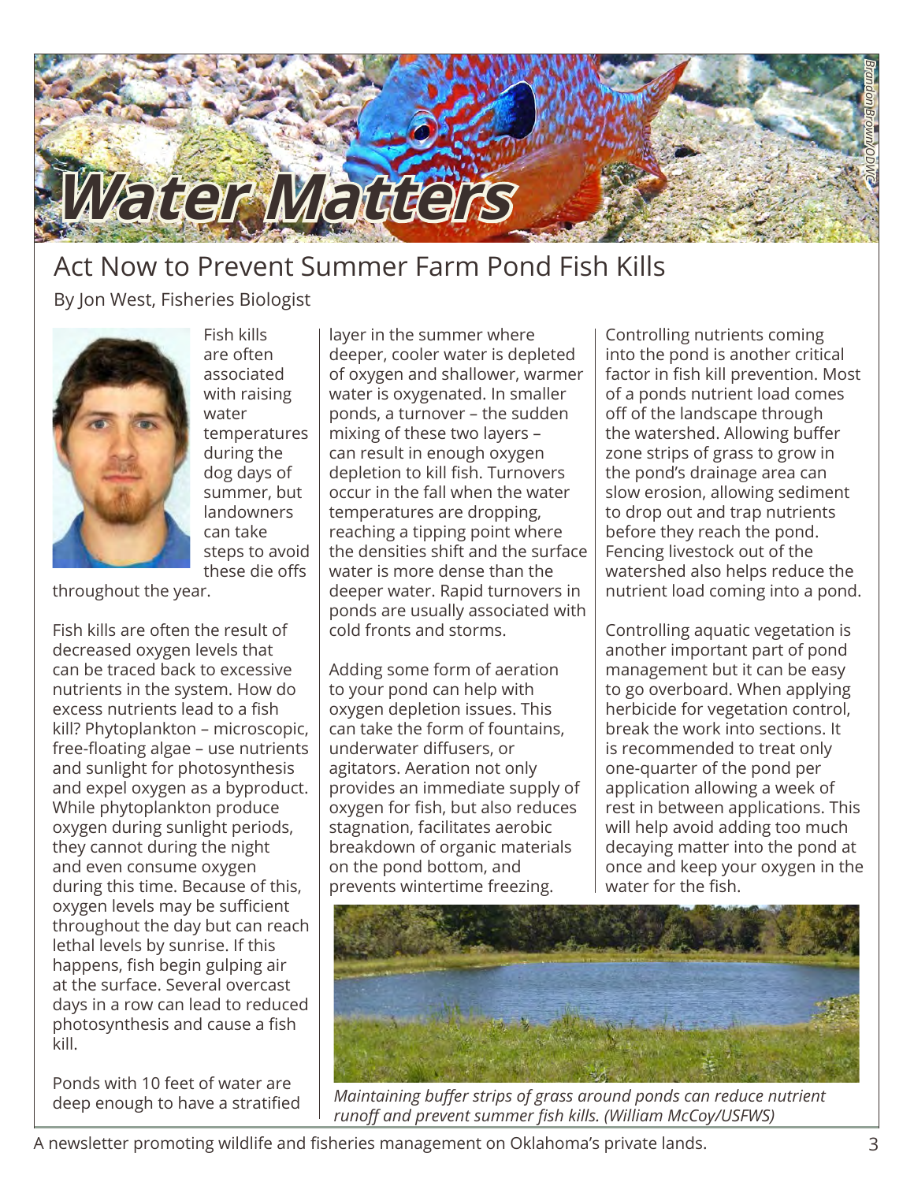# Water Matters

## Act Now to Prevent Summer Farm Pond Fish Kills

By Jon West, Fisheries Biologist

Fish kills are often associated with raising water temperatures during the dog days of summer, but landowners can take steps to avoid these die offs throughout the year.

Fish kills are often the result of decreased oxygen levels that can be traced back to excessive nutrients in the system. How do excess nutrients lead to a fish kill? Phytoplankton – microscopic, free-floating algae – use nutrients and sunlight for photosynthesis and expel oxygen as a byproduct. While phytoplankton produce oxygen during sunlight periods, they cannot during the night and even consume oxygen during this time. Because of this, oxygen levels may be sufficient throughout the day but can reach lethal levels by sunrise. If this happens, fish begin gulping air at the surface. Several overcast days in a row can lead to reduced photosynthesis and cause a fish kill.

Ponds with 10 feet of water are deep enough to have a stratified layer in the summer where deeper, cooler water is depleted of oxygen and shallower, warmer water is oxygenated. In smaller ponds, a turnover – the sudden mixing of these two layers – can result in enough oxygen depletion to kill fish. Turnovers occur in the fall when the water temperatures are dropping, reaching a tipping point where the densities shift and the surface water is more dense than the deeper water. Rapid turnovers in ponds are usually associated with cold fronts and storms.

Adding some form of aeration to your pond can help with oxygen depletion issues. This can take the form of fountains, underwater diffusers, or agitators. Aeration not only provides an immediate supply of oxygen for fish, but also reduces stagnation, facilitates aerobic breakdown of organic materials on the pond bottom, and prevents wintertime freezing.

Controlling nutrients coming into the pond is another critical factor in fish kill prevention. Most of a ponds nutrient load comes off of the landscape through the watershed. Allowing buffer zone strips of grass to grow in the pond's drainage area can slow erosion, allowing sediment to drop out and trap nutrients before they reach the pond. Fencing livestock out of the watershed also helps reduce the nutrient load coming into a pond.

Controlling aquatic vegetation is another important part of pond management but it can be easy to go overboard. When applying herbicide for vegetation control, break the work into sections. It is recommended to treat only one-quarter of the pond per application allowing a week of rest in between applications. This will help avoid adding too much decaying matter into the pond at once and keep your oxygen in the water for the fish.

*Maintaining buffer strips of grass around ponds can reduce nutrient runoff and prevent summer fish kills. (William McCoy/USFWS)*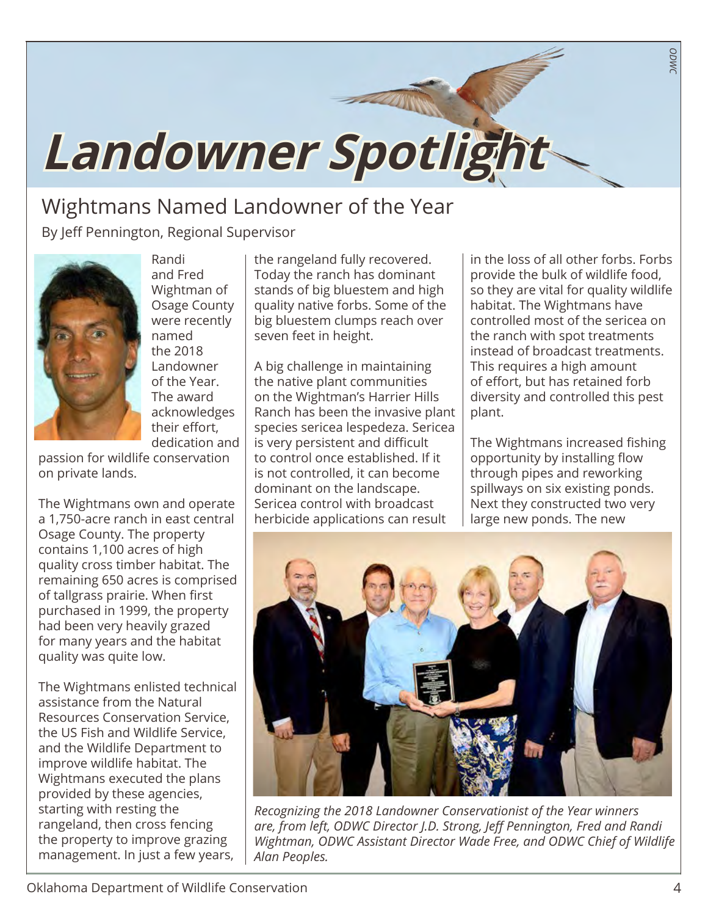# Landowner Spotlight

## Wightmans Named Landowner of the Year

By Jeff Pennington, Regional Supervisor

Randi and Fred Wightman of Osage County were recently named the 2018 Landowner of the Year. The award acknowledges their effort, dedication and passion for wildlife conservation on private lands.

The Wightmans own and operate a 1,750-acre ranch in east central Osage County. The property contains 1,100 acres of high quality cross timber habitat. The remaining 650 acres is comprised of tallgrass prairie. When first purchased in 1999, the property had been very heavily grazed for many years and the habitat quality was quite low.

The Wightmans enlisted technical assistance from the Natural Resources Conservation Service, the US Fish and Wildlife Service, and the Wildlife Department to improve wildlife habitat. The Wightmans executed the plans provided by these agencies, starting with resting the rangeland, then cross fencing the property to improve grazing management. In just a few years, the rangeland fully recovered. Today the ranch has dominant stands of big bluestem and high quality native forbs. Some of the big bluestem clumps reach over seven feet in height.

A big challenge in maintaining the native plant communities on the Wightman's Harrier Hills Ranch has been the invasive plant species sericea lespedeza. Sericea is very persistent and difficult to control once established. If it is not controlled, it can become dominant on the landscape. Sericea control with broadcast herbicide applications can result in the loss of all other forbs. Forbs provide the bulk of wildlife food, so they are vital for quality wildlife habitat. The Wightmans have controlled most of the sericea on the ranch with spot treatments instead of broadcast treatments. This requires a high amount of effort, but has retained forb diversity and controlled this pest plant.

The Wightmans increased fishing opportunity by installing flow through pipes and reworking spillways on six existing ponds. Next they constructed two very large new ponds. The new

*Recognizing the 2018 Landowner Conservationist of the Year winners are, from left, ODWC Director J.D. Strong, Jeff Pennington, Fred and Randi Wightman, ODWC Assistant Director Wade Free, and ODWC Chief of Wildlife Alan Peoples.*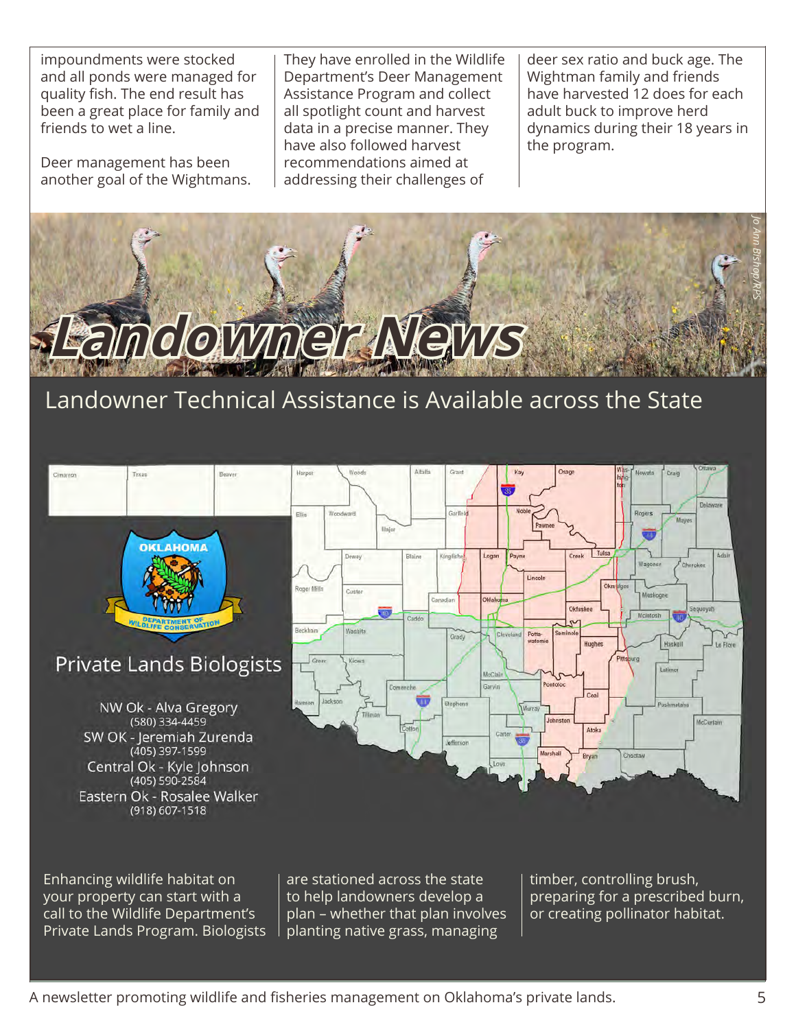impoundments were stocked and all ponds were managed for quality fish. The end result has been a great place for family and friends to wet a line.

Deer management has been another goal of the Wightmans. They have enrolled in the Wildlife Department's Deer Management Assistance Program and collect all spotlight count and harvest data in a precise manner. They have also followed harvest recommendations aimed at addressing their challenges of deer sex ratio and buck age. The Wightman family and friends have harvested 12 does for each adult buck to improve herd dynamics during their 18 years in the program.

Jo Ann Bishop/RPS

# Landowner News

## Landowner Technical Assistance is Available across the State

### Private Lands Biologists

NW Ok - Alva Gregory
(580) 334-4459

SW OK - Jeremiah Zurenda
(405) 397-1599

Central Ok - Kyle Johnson
(405) 590-2584

Eastern Ok - Rosalee Walker
(918) 607-1518

Enhancing wildlife habitat on your property can start with a call to the Wildlife Department's Private Lands Program. Biologists are stationed across the state to help landowners develop a plan – whether that plan involves planting native grass, managing timber, controlling brush, preparing for a prescribed burn, or creating pollinator habitat.

A newsletter promoting wildlife and fisheries management on Oklahoma's private lands.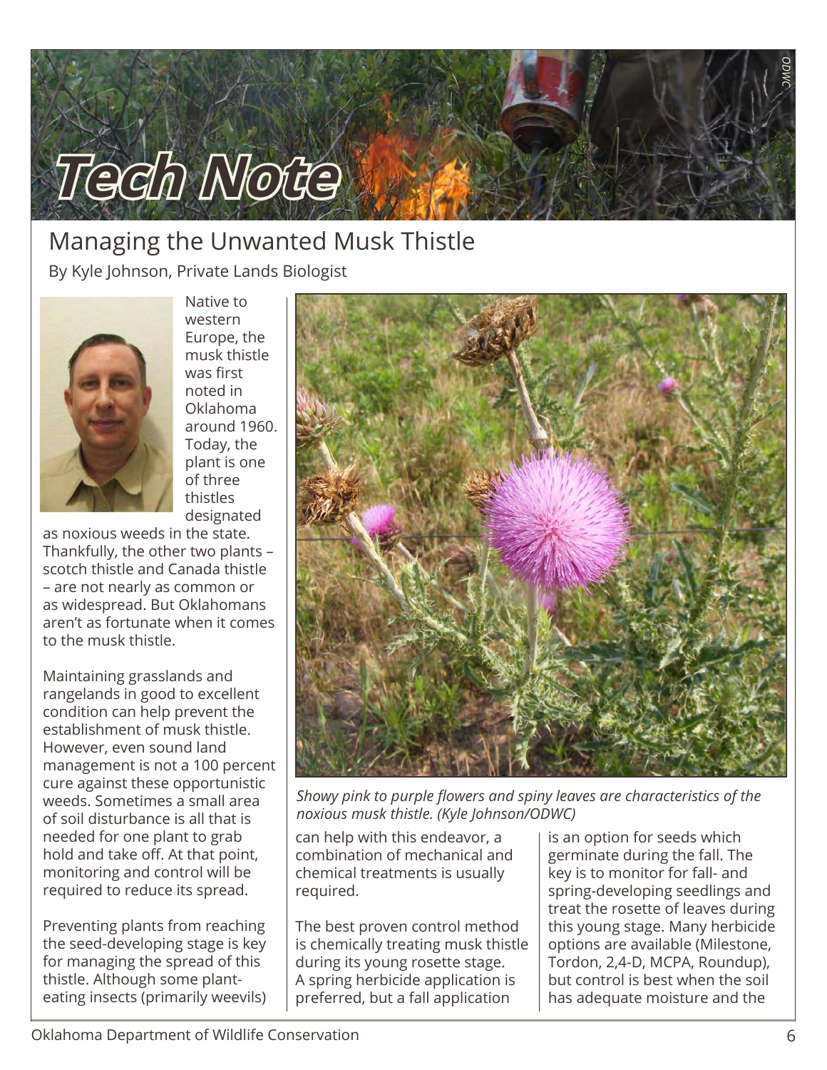# Tech Note

## Managing the Unwanted Musk Thistle

By Kyle Johnson, Private Lands Biologist

Native to western Europe, the musk thistle was first noted in Oklahoma around 1960. Today, the plant is one of three thistles designated as noxious weeds in the state. Thankfully, the other two plants – scotch thistle and Canada thistle – are not nearly as common or as widespread. But Oklahomans aren't as fortunate when it comes to the musk thistle.

Maintaining grasslands and rangelands in good to excellent condition can help prevent the establishment of musk thistle. However, even sound land management is not a 100 percent cure against these opportunistic weeds. Sometimes a small area of soil disturbance is all that is needed for one plant to grab hold and take off. At that point, monitoring and control will be required to reduce its spread.

Preventing plants from reaching the seed-developing stage is key for managing the spread of this thistle. Although some plant-eating insects (primarily weevils) can help with this endeavor, a combination of mechanical and chemical treatments is usually required.

*Showy pink to purple flowers and spiny leaves are characteristics of the noxious musk thistle. (Kyle Johnson/ODWC)*

The best proven control method is chemically treating musk thistle during its young rosette stage. A spring herbicide application is preferred, but a fall application is an option for seeds which germinate during the fall. The key is to monitor for fall- and spring-developing seedlings and treat the rosette of leaves during this young stage. Many herbicide options are available (Milestone, Tordon, 2,4-D, MCPA, Roundup), but control is best when the soil has adequate moisture and the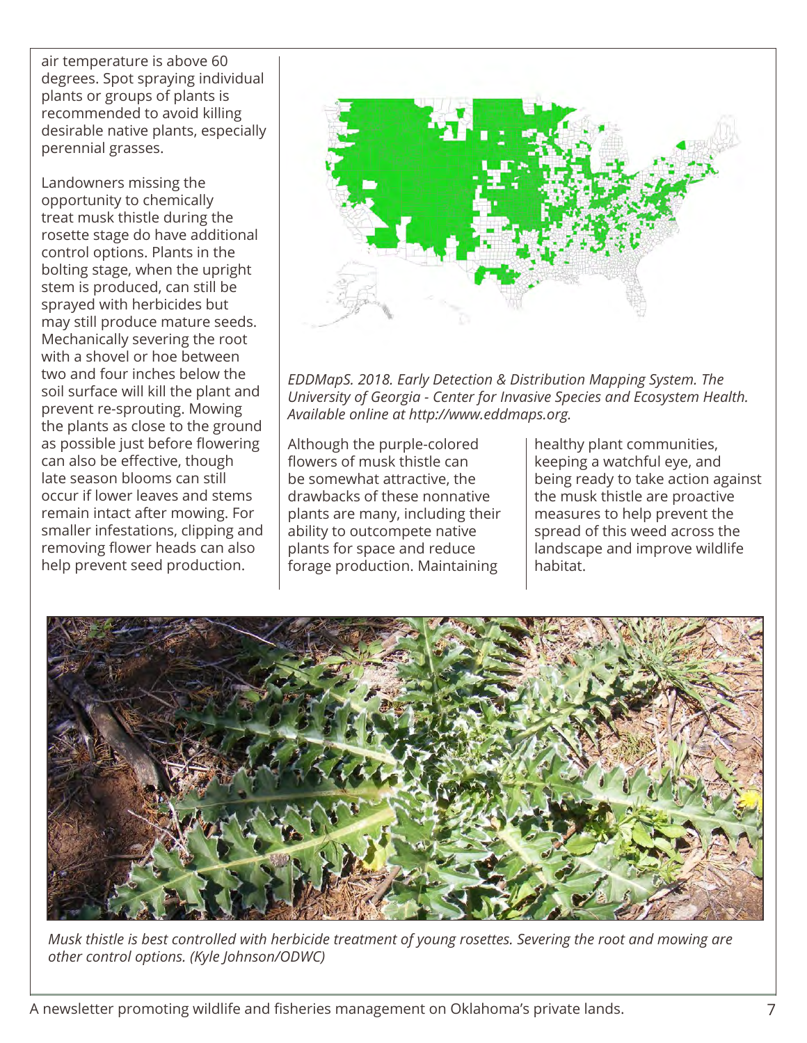air temperature is above 60 degrees. Spot spraying individual plants or groups of plants is recommended to avoid killing desirable native plants, especially perennial grasses.

Landowners missing the opportunity to chemically treat musk thistle during the rosette stage do have additional control options. Plants in the bolting stage, when the upright stem is produced, can still be sprayed with herbicides but may still produce mature seeds. Mechanically severing the root with a shovel or hoe between two and four inches below the soil surface will kill the plant and prevent re-sprouting. Mowing the plants as close to the ground as possible just before flowering can also be effective, though late season blooms can still occur if lower leaves and stems remain intact after mowing. For smaller infestations, clipping and removing flower heads can also help prevent seed production.

*EDDMapS. 2018. Early Detection & Distribution Mapping System. The University of Georgia - Center for Invasive Species and Ecosystem Health. Available online at http://www.eddmaps.org.*

Although the purple-colored flowers of musk thistle can be somewhat attractive, the drawbacks of these nonnative plants are many, including their ability to outcompete native plants for space and reduce forage production. Maintaining healthy plant communities, keeping a watchful eye, and being ready to take action against the musk thistle are proactive measures to help prevent the spread of this weed across the landscape and improve wildlife habitat.

*Musk thistle is best controlled with herbicide treatment of young rosettes. Severing the root and mowing are other control options. (Kyle Johnson/ODWC)*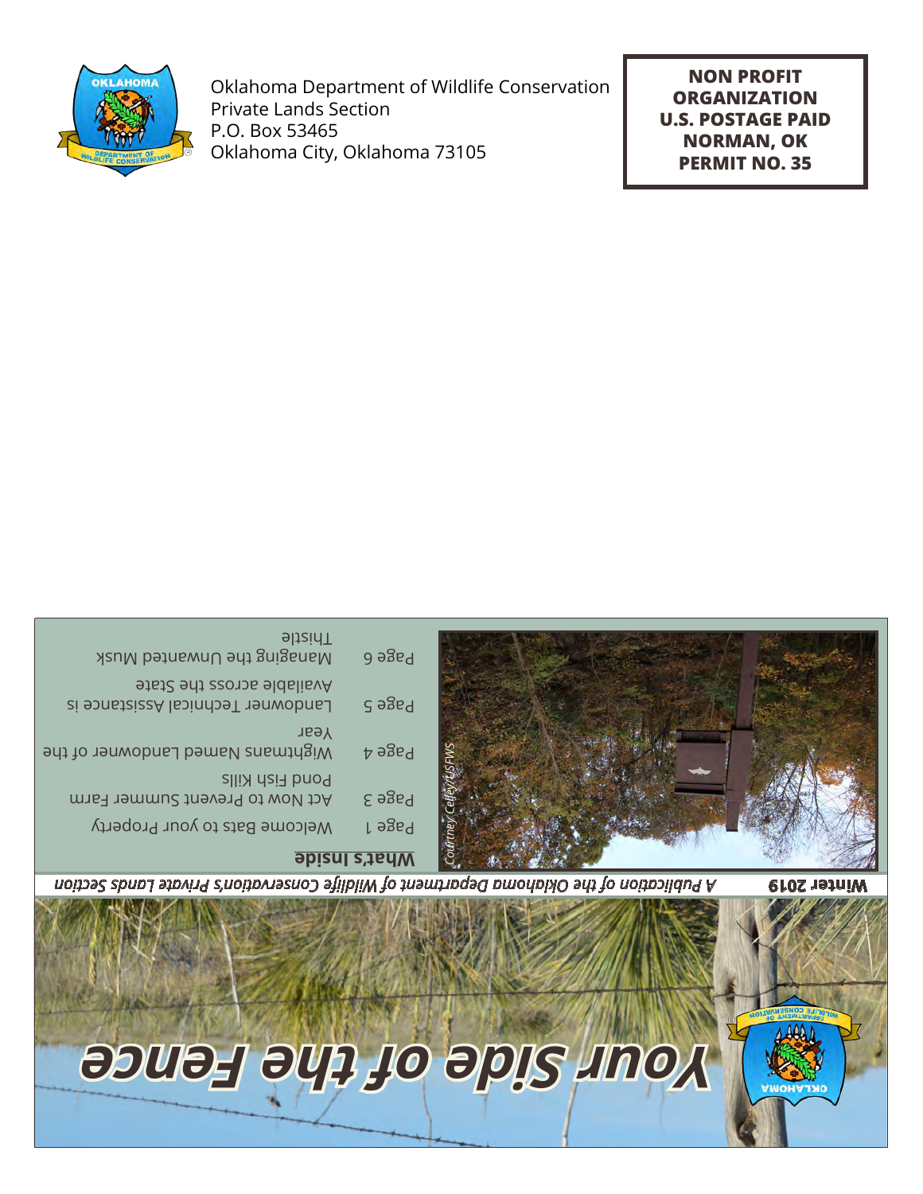Oklahoma Department of Wildlife Conservation
Private Lands Section
P.O. Box 53465
Oklahoma City, Oklahoma 73105

**NON PROFIT ORGANIZATION**
**U.S. POSTAGE PAID**
**NORMAN, OK**
**PERMIT NO. 35**

# Your Side of the Fence

**Winter 2019** *A Publication of the Oklahoma Department of Wildlife Conservation's Private Lands Section*

Courtney Celley/USFWS

**What's Inside**

- Page 1 Welcome Bats to your Property
- Page 3 Act Now to Prevent Summer Farm Pond Fish Kills
- Page 4 Wightmans Named Landowner of the Year
- Page 5 Landowner Technical Assistance is Available across the State
- Page 6 Managing the Unwanted Musk Thistle